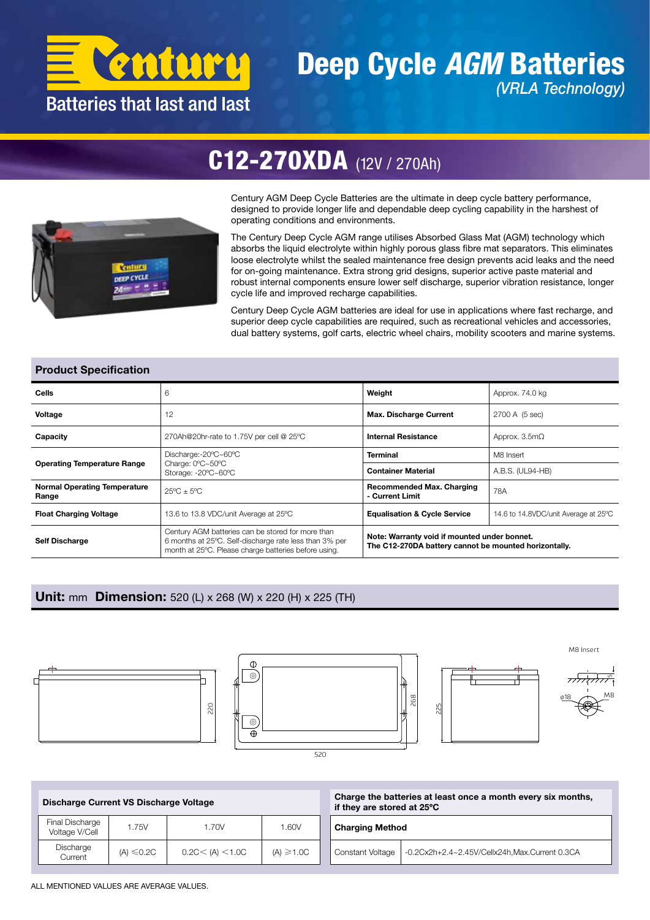# Century

Batteries that last and last

# Deep Cycle *AGM* Batteries

*(VRLA Technology)*

## C12-270XDA (12V / 270Ah)

Century AGM Deep Cycle Batteries are the ultimate in deep cycle battery performance, designed to provide longer life and dependable deep cycling capability in the harshest of operating conditions and environments.

The Century Deep Cycle AGM range utilises Absorbed Glass Mat (AGM) technology which absorbs the liquid electrolyte within highly porous glass fibre mat separators. This eliminates loose electrolyte whilst the sealed maintenance free design prevents acid leaks and the need for on-going maintenance. Extra strong grid designs, superior active paste material and robust internal components ensure lower self discharge, superior vibration resistance, longer cycle life and improved recharge capabilities.

Century Deep Cycle AGM batteries are ideal for use in applications where fast recharge, and superior deep cycle capabilities are required, such as recreational vehicles and accessories, dual battery systems, golf carts, electric wheel chairs, mobility scooters and marine systems.

### Product Specification

| | | | |
|---|---|---|---|
| **Cells** | 6 | **Weight** | Approx. 74.0 kg |
| **Voltage** | 12 | **Max. Discharge Current** | 2700 A (5 sec) |
| **Capacity** | 270Ah@20hr-rate to 1.75V per cell @ 25ºC | **Internal Resistance** | Approx. 3.5mΩ |
| **Operating Temperature Range** | Discharge:-20ºC~60ºC<br>Charge: 0ºC~50ºC<br>Storage: -20ºC~60ºC | **Terminal** | M8 Insert |
| | | **Container Material** | A.B.S. (UL94-HB) |
| **Normal Operating Temperature Range** | 25ºC ± 5ºC | **Recommended Max. Charging - Current Limit** | 78A |
| **Float Charging Voltage** | 13.6 to 13.8 VDC/unit Average at 25ºC | **Equalisation & Cycle Service** | 14.6 to 14.8VDC/unit Average at 25ºC |
| **Self Discharge** | Century AGM batteries can be stored for more than 6 months at 25ºC. Self-discharge rate less than 3% per month at 25ºC. Please charge batteries before using. | **Note: Warranty void if mounted under bonnet. The C12-270DA battery cannot be mounted horizontally.** | |

### Unit: mm Dimension: 520 (L) x 268 (W) x 220 (H) x 225 (TH)

M8 Insert

| **Discharge Current VS Discharge Voltage** | | | |
|---|---|---|---|
| Final Discharge Voltage V/Cell | 1.75V | 1.70V | 1.60V |
| Discharge Current | (A) ≤0.2C | 0.2C< (A) <1.0C | (A) ≥1.0C |

**Charge the batteries at least once a month every six months, if they are stored at 25ºC**

| **Charging Method** | |
|---|---|
| Constant Voltage | -0.2Cx2h+2.4~2.45V/Cellx24h,Max.Current 0.3CA |

ALL MENTIONED VALUES ARE AVERAGE VALUES.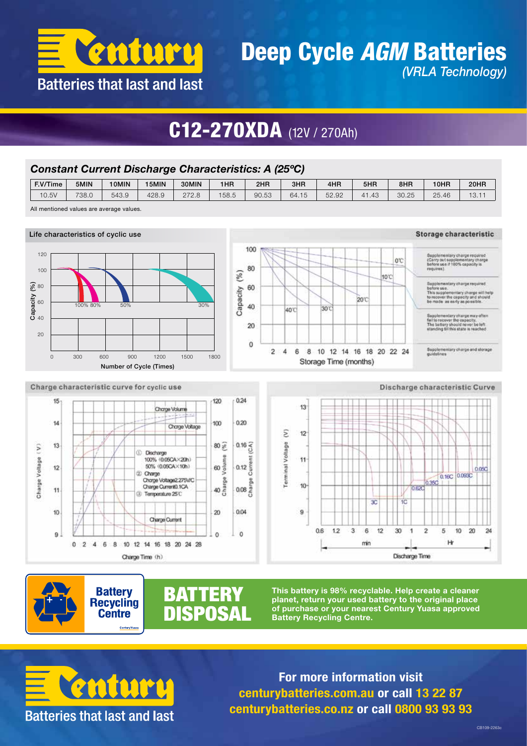Century

Batteries that last and last

# Deep Cycle *AGM* Batteries

*(VRLA Technology)*

## C12-270XDA (12V / 270Ah)

### *Constant Current Discharge Characteristics: A (25ºC)*

| F.V/Time | 5MIN | 10MIN | 15MIN | 30MIN | 1HR | 2HR | 3HR | 4HR | 5HR | 8HR | 10HR | 20HR |
|---|---|---|---|---|---|---|---|---|---|---|---|---|
| 10.5V | 738.0 | 543.9 | 428.9 | 272.8 | 158.5 | 90.53 | 64.15 | 52.92 | 41.43 | 30.25 | 25.46 | 13.11 |

All mentioned values are average values.

Life characteristics of cyclic use

Capacity (%)

120
100
80
60
40
20

100% 80% 50% 30%

0 300 600 900 1200 1500 1800

Number of Cycle (Times)

Storage characteristic

Capacity (%)

100
80
60
40
20
0

0℃ 10℃ 20℃ 30℃ 40℃

2 4 6 8 10 12 14 16 18 20 22 24

Storage Time (months)

Supplementary charge required (Carry out supplementary charge before use if 100% capacity is required.)

Supplementary charge required before use. This supplementary charge will help to recover the capacity and should be made as early as possible.

Supplementary charge may often fail to recover the capacity. The battery should never be left standing till this state is reached

Supplementary charge and storage guidelines

Charge characteristic curve for cyclic use

Charge Voltage (V)

15
14
13
12
11
10
9

Charge Volume

Charge Voltage

① Discharge
100% (0.05CA×20h)
50% (0.05CA×10h)
② Charge
Charge Voltage2.275V/C
Charge Current0.1CA
③ Temperature 25℃

Charge Current

Charge Volume (%)

120
100
80
60
40
20
0

Charge Current (CA)

0.24
0.20
0.16
0.12
0.08
0.04
0

0 2 4 6 8 10 12 14 16 18 20 24 28

Charge Time (h)

Discharge characteristic Curve

Terminal Voltage (V)

13
12
11
10
9

3C 1C 0.62C 0.35C 0.16C 0.093C 0.05C

0.6 1.2 3 6 12 30 1 2 5 10 20 24

min Hr

Discharge Time

Battery Recycling Centre

# BATTERY DISPOSAL

**This battery is 98% recyclable. Help create a cleaner planet, return your used battery to the original place of purchase or your nearest Century Yuasa approved Battery Recycling Centre.**

Century

Batteries that last and last

**For more information visit**
**centurybatteries.com.au or call 13 22 87**
**centurybatteries.co.nz or call 0800 93 93 93**

CB109-2263c